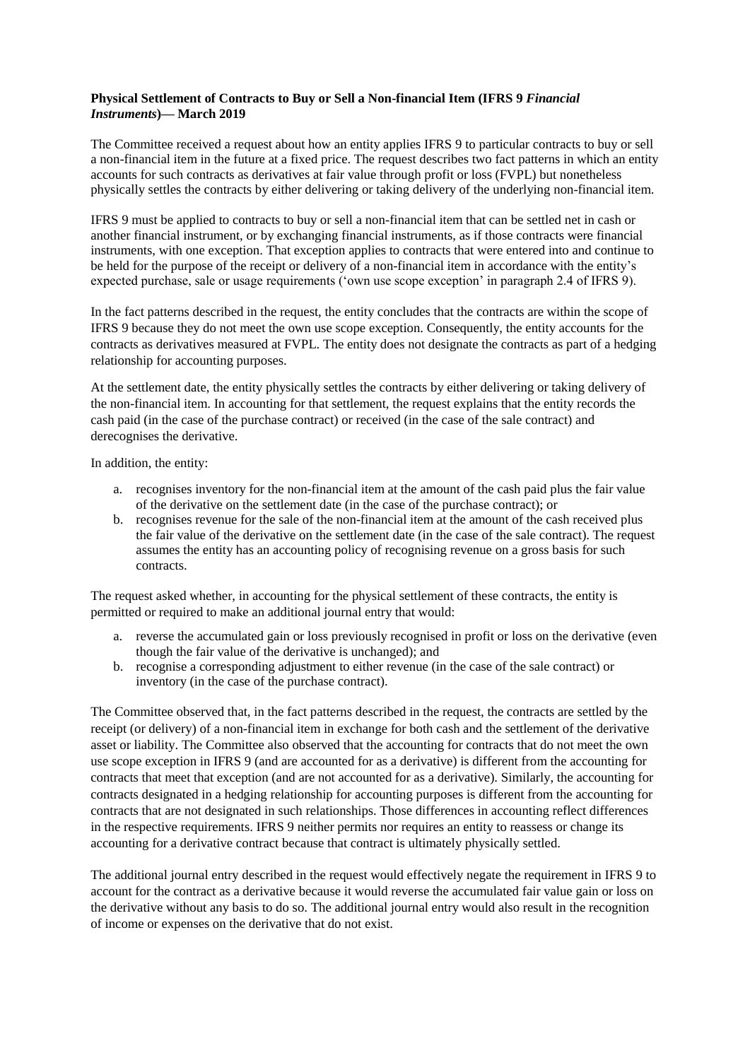**Physical Settlement of Contracts to Buy or Sell a Non-financial Item (IFRS 9 *Financial Instruments*)— March 2019**

The Committee received a request about how an entity applies IFRS 9 to particular contracts to buy or sell a non-financial item in the future at a fixed price. The request describes two fact patterns in which an entity accounts for such contracts as derivatives at fair value through profit or loss (FVPL) but nonetheless physically settles the contracts by either delivering or taking delivery of the underlying non-financial item.

IFRS 9 must be applied to contracts to buy or sell a non-financial item that can be settled net in cash or another financial instrument, or by exchanging financial instruments, as if those contracts were financial instruments, with one exception. That exception applies to contracts that were entered into and continue to be held for the purpose of the receipt or delivery of a non-financial item in accordance with the entity's expected purchase, sale or usage requirements ('own use scope exception' in paragraph 2.4 of IFRS 9).

In the fact patterns described in the request, the entity concludes that the contracts are within the scope of IFRS 9 because they do not meet the own use scope exception. Consequently, the entity accounts for the contracts as derivatives measured at FVPL. The entity does not designate the contracts as part of a hedging relationship for accounting purposes.

At the settlement date, the entity physically settles the contracts by either delivering or taking delivery of the non-financial item. In accounting for that settlement, the request explains that the entity records the cash paid (in the case of the purchase contract) or received (in the case of the sale contract) and derecognises the derivative.

In addition, the entity:

a. recognises inventory for the non-financial item at the amount of the cash paid plus the fair value of the derivative on the settlement date (in the case of the purchase contract); or
b. recognises revenue for the sale of the non-financial item at the amount of the cash received plus the fair value of the derivative on the settlement date (in the case of the sale contract). The request assumes the entity has an accounting policy of recognising revenue on a gross basis for such contracts.

The request asked whether, in accounting for the physical settlement of these contracts, the entity is permitted or required to make an additional journal entry that would:

a. reverse the accumulated gain or loss previously recognised in profit or loss on the derivative (even though the fair value of the derivative is unchanged); and
b. recognise a corresponding adjustment to either revenue (in the case of the sale contract) or inventory (in the case of the purchase contract).

The Committee observed that, in the fact patterns described in the request, the contracts are settled by the receipt (or delivery) of a non-financial item in exchange for both cash and the settlement of the derivative asset or liability. The Committee also observed that the accounting for contracts that do not meet the own use scope exception in IFRS 9 (and are accounted for as a derivative) is different from the accounting for contracts that meet that exception (and are not accounted for as a derivative). Similarly, the accounting for contracts designated in a hedging relationship for accounting purposes is different from the accounting for contracts that are not designated in such relationships. Those differences in accounting reflect differences in the respective requirements. IFRS 9 neither permits nor requires an entity to reassess or change its accounting for a derivative contract because that contract is ultimately physically settled.

The additional journal entry described in the request would effectively negate the requirement in IFRS 9 to account for the contract as a derivative because it would reverse the accumulated fair value gain or loss on the derivative without any basis to do so. The additional journal entry would also result in the recognition of income or expenses on the derivative that do not exist.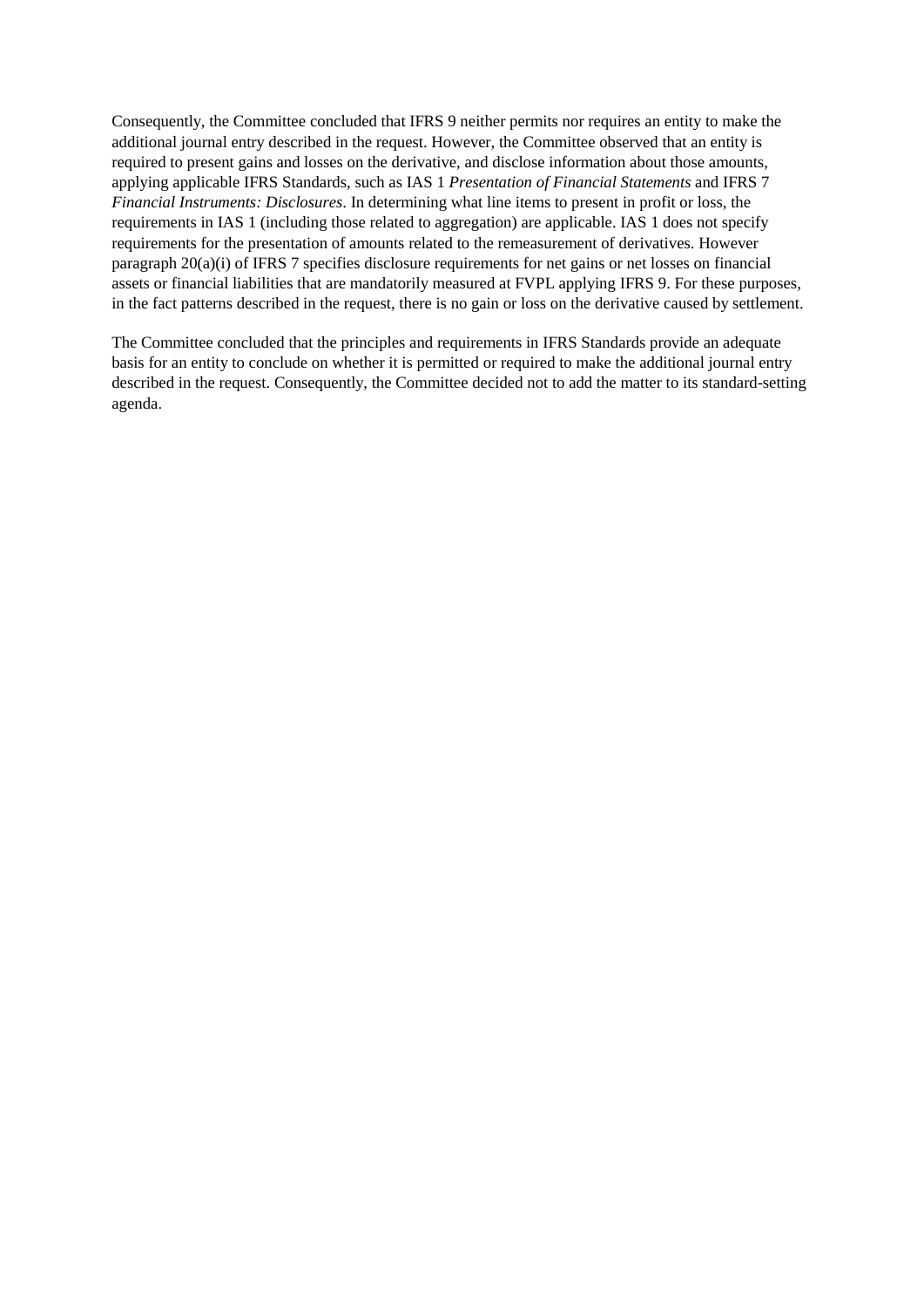Consequently, the Committee concluded that IFRS 9 neither permits nor requires an entity to make the additional journal entry described in the request. However, the Committee observed that an entity is required to present gains and losses on the derivative, and disclose information about those amounts, applying applicable IFRS Standards, such as IAS 1 *Presentation of Financial Statements* and IFRS 7 *Financial Instruments: Disclosures*. In determining what line items to present in profit or loss, the requirements in IAS 1 (including those related to aggregation) are applicable. IAS 1 does not specify requirements for the presentation of amounts related to the remeasurement of derivatives. However paragraph 20(a)(i) of IFRS 7 specifies disclosure requirements for net gains or net losses on financial assets or financial liabilities that are mandatorily measured at FVPL applying IFRS 9. For these purposes, in the fact patterns described in the request, there is no gain or loss on the derivative caused by settlement.

The Committee concluded that the principles and requirements in IFRS Standards provide an adequate basis for an entity to conclude on whether it is permitted or required to make the additional journal entry described in the request. Consequently, the Committee decided not to add the matter to its standard-setting agenda.